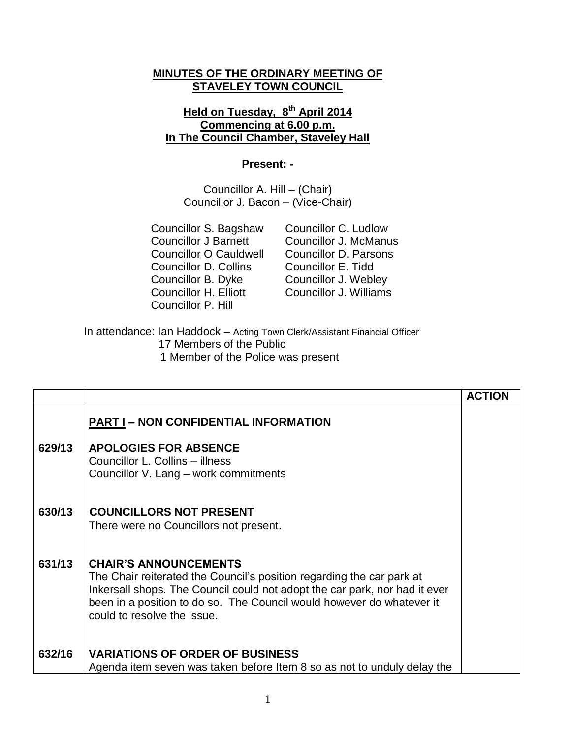**MINUTES OF THE ORDINARY MEETING OF STAVELEY TOWN COUNCIL**

**Held on Tuesday, 8th April 2014**
**Commencing at 6.00 p.m.**
**In The Council Chamber, Staveley Hall**

**Present: -**

Councillor A. Hill – (Chair)
Councillor J. Bacon – (Vice-Chair)

Councillor S. Bagshaw
Councillor J Barnett
Councillor O Cauldwell
Councillor D. Collins
Councillor B. Dyke
Councillor H. Elliott
Councillor P. Hill
Councillor C. Ludlow
Councillor J. McManus
Councillor D. Parsons
Councillor E. Tidd
Councillor J. Webley
Councillor J. Williams

In attendance: Ian Haddock – Acting Town Clerk/Assistant Financial Officer
17 Members of the Public
1 Member of the Police was present

| | | **ACTION** |
|---|---|---|
| | **PART I – NON CONFIDENTIAL INFORMATION** | |
| **629/13** | **APOLOGIES FOR ABSENCE**<br>Councillor L. Collins – illness<br>Councillor V. Lang – work commitments | |
| **630/13** | **COUNCILLORS NOT PRESENT**<br>There were no Councillors not present. | |
| **631/13** | **CHAIR'S ANNOUNCEMENTS**<br>The Chair reiterated the Council's position regarding the car park at Inkersall shops. The Council could not adopt the car park, nor had it ever been in a position to do so. The Council would however do whatever it could to resolve the issue. | |
| **632/16** | **VARIATIONS OF ORDER OF BUSINESS**<br>Agenda item seven was taken before Item 8 so as not to unduly delay the | |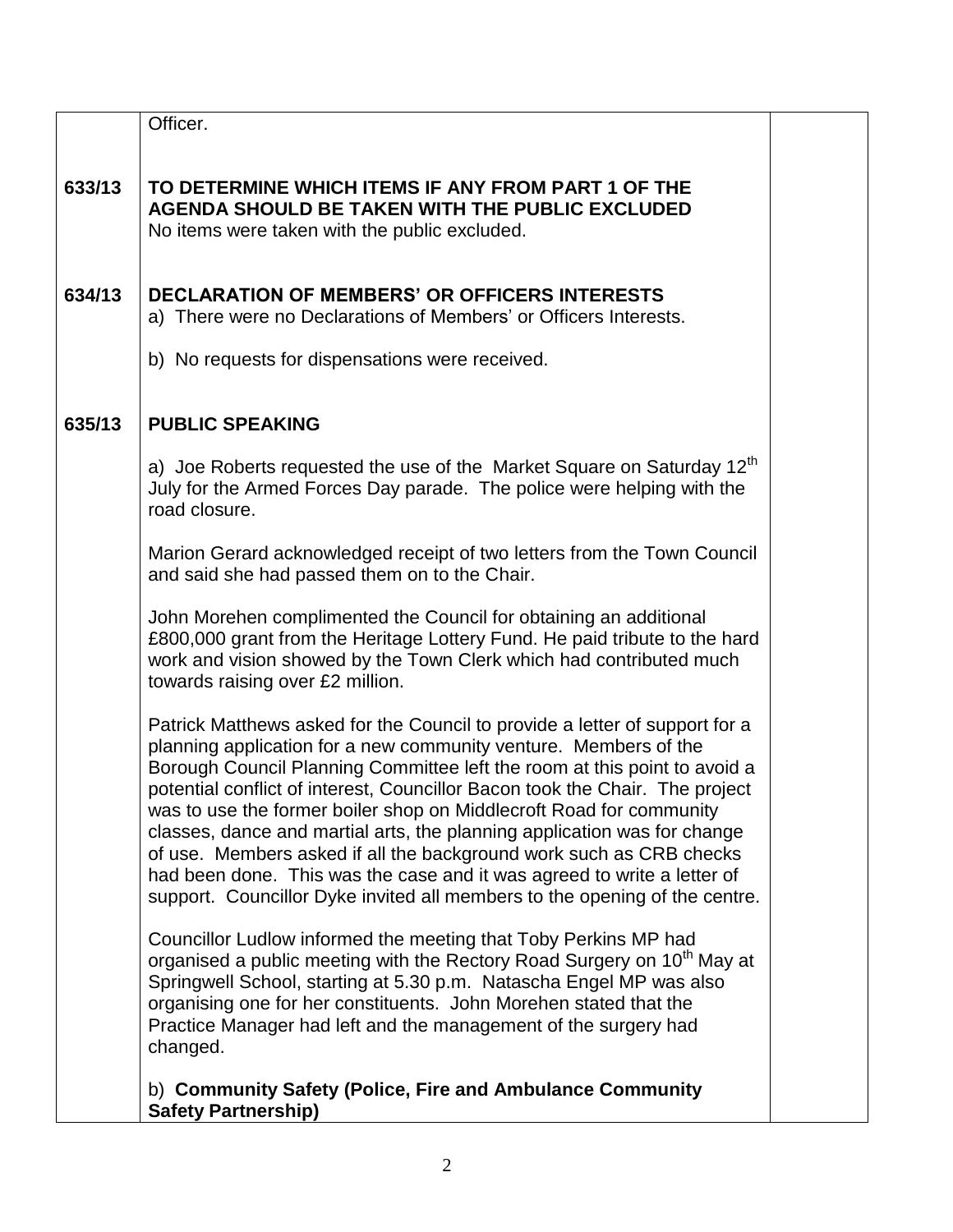| | | |
|---|---|---|
| | Officer. | |
| **633/13** | **TO DETERMINE WHICH ITEMS IF ANY FROM PART 1 OF THE AGENDA SHOULD BE TAKEN WITH THE PUBLIC EXCLUDED**<br>No items were taken with the public excluded. | |
| **634/13** | **DECLARATION OF MEMBERS' OR OFFICERS INTERESTS**<br>a) There were no Declarations of Members' or Officers Interests.<br><br>b) No requests for dispensations were received. | |
| **635/13** | **PUBLIC SPEAKING**<br><br>a) Joe Roberts requested the use of the Market Square on Saturday 12th July for the Armed Forces Day parade. The police were helping with the road closure.<br><br>Marion Gerard acknowledged receipt of two letters from the Town Council and said she had passed them on to the Chair.<br><br>John Morehen complimented the Council for obtaining an additional £800,000 grant from the Heritage Lottery Fund. He paid tribute to the hard work and vision showed by the Town Clerk which had contributed much towards raising over £2 million.<br><br>Patrick Matthews asked for the Council to provide a letter of support for a planning application for a new community venture. Members of the Borough Council Planning Committee left the room at this point to avoid a potential conflict of interest, Councillor Bacon took the Chair. The project was to use the former boiler shop on Middlecroft Road for community classes, dance and martial arts, the planning application was for change of use. Members asked if all the background work such as CRB checks had been done. This was the case and it was agreed to write a letter of support. Councillor Dyke invited all members to the opening of the centre.<br><br>Councillor Ludlow informed the meeting that Toby Perkins MP had organised a public meeting with the Rectory Road Surgery on 10th May at Springwell School, starting at 5.30 p.m. Natascha Engel MP was also organising one for her constituents. John Morehen stated that the Practice Manager had left and the management of the surgery had changed.<br><br>b) **Community Safety (Police, Fire and Ambulance Community Safety Partnership)** | |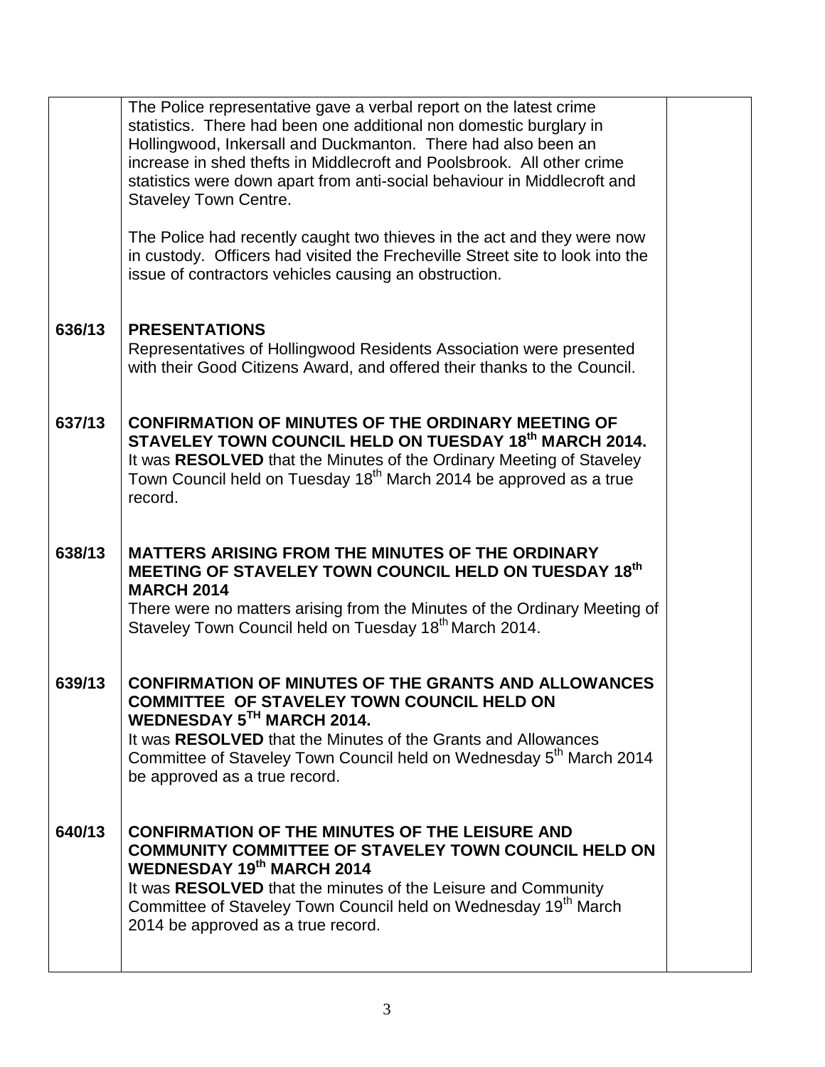| | | |
|---|---|---|
| | The Police representative gave a verbal report on the latest crime statistics. There had been one additional non domestic burglary in Hollingwood, Inkersall and Duckmanton. There had also been an increase in shed thefts in Middlecroft and Poolsbrook. All other crime statistics were down apart from anti-social behaviour in Middlecroft and Staveley Town Centre.<br><br>The Police had recently caught two thieves in the act and they were now in custody. Officers had visited the Frecheville Street site to look into the issue of contractors vehicles causing an obstruction. | |
| **636/13** | **PRESENTATIONS**<br>Representatives of Hollingwood Residents Association were presented with their Good Citizens Award, and offered their thanks to the Council. | |
| **637/13** | **CONFIRMATION OF MINUTES OF THE ORDINARY MEETING OF STAVELEY TOWN COUNCIL HELD ON TUESDAY 18th MARCH 2014.**<br>It was **RESOLVED** that the Minutes of the Ordinary Meeting of Staveley Town Council held on Tuesday 18th March 2014 be approved as a true record. | |
| **638/13** | **MATTERS ARISING FROM THE MINUTES OF THE ORDINARY MEETING OF STAVELEY TOWN COUNCIL HELD ON TUESDAY 18th MARCH 2014**<br>There were no matters arising from the Minutes of the Ordinary Meeting of Staveley Town Council held on Tuesday 18th March 2014. | |
| **639/13** | **CONFIRMATION OF MINUTES OF THE GRANTS AND ALLOWANCES COMMITTEE OF STAVELEY TOWN COUNCIL HELD ON WEDNESDAY 5TH MARCH 2014.**<br>It was **RESOLVED** that the Minutes of the Grants and Allowances Committee of Staveley Town Council held on Wednesday 5th March 2014 be approved as a true record. | |
| **640/13** | **CONFIRMATION OF THE MINUTES OF THE LEISURE AND COMMUNITY COMMITTEE OF STAVELEY TOWN COUNCIL HELD ON WEDNESDAY 19th MARCH 2014**<br>It was **RESOLVED** that the minutes of the Leisure and Community Committee of Staveley Town Council held on Wednesday 19th March 2014 be approved as a true record. | |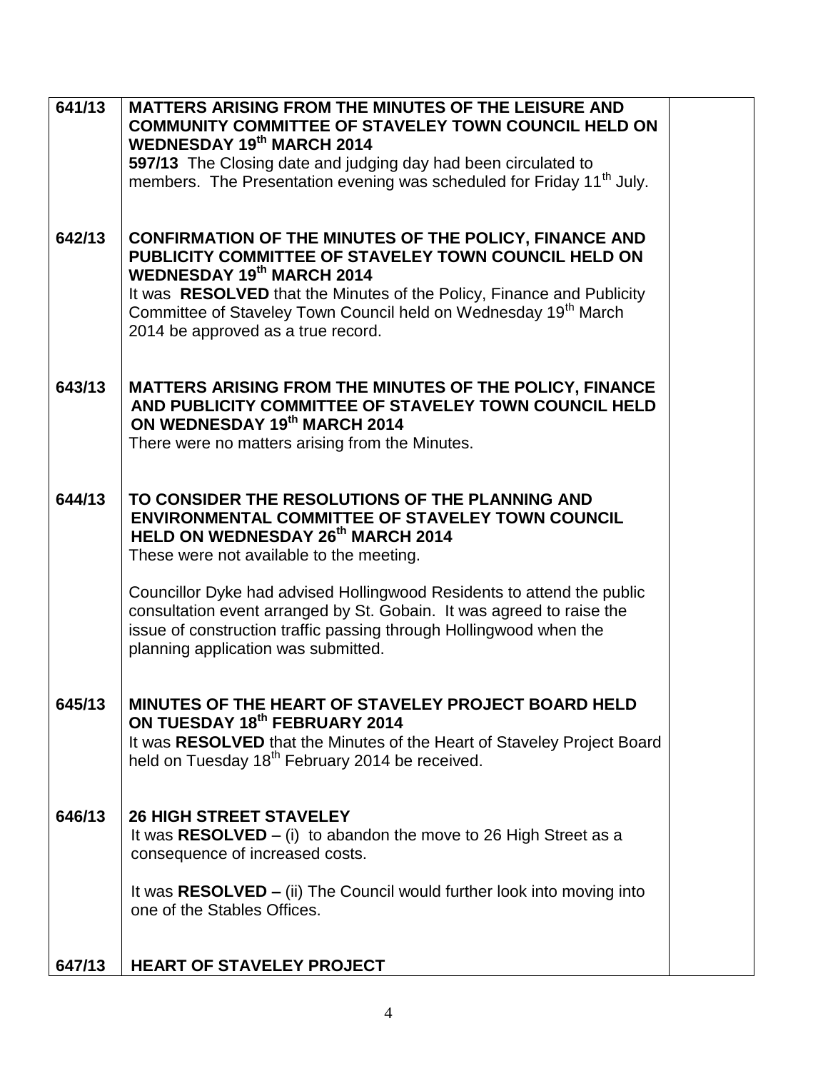| | | |
|---|---|---|
| 641/13 | **MATTERS ARISING FROM THE MINUTES OF THE LEISURE AND COMMUNITY COMMITTEE OF STAVELEY TOWN COUNCIL HELD ON WEDNESDAY 19th MARCH 2014**<br>**597/13** The Closing date and judging day had been circulated to members. The Presentation evening was scheduled for Friday 11th July. | |
| 642/13 | **CONFIRMATION OF THE MINUTES OF THE POLICY, FINANCE AND PUBLICITY COMMITTEE OF STAVELEY TOWN COUNCIL HELD ON WEDNESDAY 19th MARCH 2014**<br>It was **RESOLVED** that the Minutes of the Policy, Finance and Publicity Committee of Staveley Town Council held on Wednesday 19th March 2014 be approved as a true record. | |
| 643/13 | **MATTERS ARISING FROM THE MINUTES OF THE POLICY, FINANCE AND PUBLICITY COMMITTEE OF STAVELEY TOWN COUNCIL HELD ON WEDNESDAY 19th MARCH 2014**<br>There were no matters arising from the Minutes. | |
| 644/13 | **TO CONSIDER THE RESOLUTIONS OF THE PLANNING AND ENVIRONMENTAL COMMITTEE OF STAVELEY TOWN COUNCIL HELD ON WEDNESDAY 26th MARCH 2014**<br>These were not available to the meeting.<br><br>Councillor Dyke had advised Hollingwood Residents to attend the public consultation event arranged by St. Gobain. It was agreed to raise the issue of construction traffic passing through Hollingwood when the planning application was submitted. | |
| 645/13 | **MINUTES OF THE HEART OF STAVELEY PROJECT BOARD HELD ON TUESDAY 18th FEBRUARY 2014**<br>It was **RESOLVED** that the Minutes of the Heart of Staveley Project Board held on Tuesday 18th February 2014 be received. | |
| 646/13 | **26 HIGH STREET STAVELEY**<br>It was **RESOLVED** – (i) to abandon the move to 26 High Street as a consequence of increased costs.<br><br>It was **RESOLVED –** (ii) The Council would further look into moving into one of the Stables Offices. | |
| 647/13 | **HEART OF STAVELEY PROJECT** | |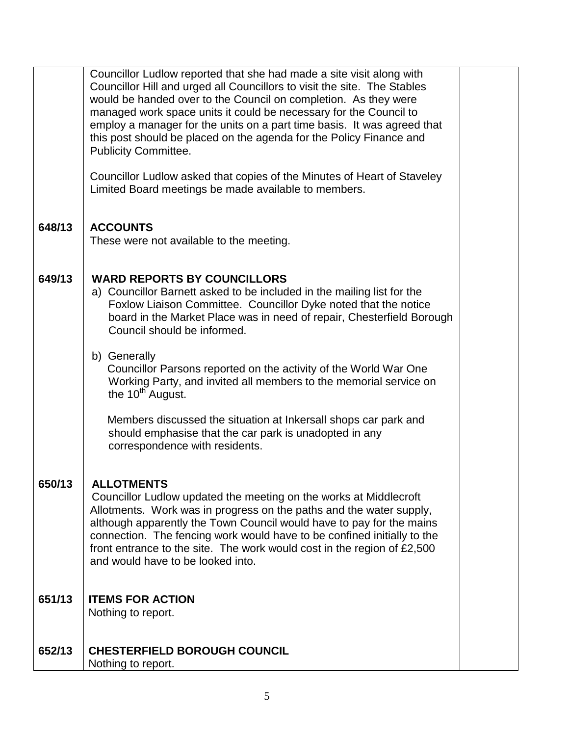| | | |
|---|---|---|
| | Councillor Ludlow reported that she had made a site visit along with Councillor Hill and urged all Councillors to visit the site. The Stables would be handed over to the Council on completion. As they were managed work space units it could be necessary for the Council to employ a manager for the units on a part time basis. It was agreed that this post should be placed on the agenda for the Policy Finance and Publicity Committee.<br><br>Councillor Ludlow asked that copies of the Minutes of Heart of Staveley Limited Board meetings be made available to members. | |
| **648/13** | **ACCOUNTS**<br>These were not available to the meeting. | |
| **649/13** | **WARD REPORTS BY COUNCILLORS**<br>a) Councillor Barnett asked to be included in the mailing list for the Foxlow Liaison Committee. Councillor Dyke noted that the notice board in the Market Place was in need of repair, Chesterfield Borough Council should be informed.<br><br>b) Generally<br>Councillor Parsons reported on the activity of the World War One Working Party, and invited all members to the memorial service on the 10th August.<br><br>Members discussed the situation at Inkersall shops car park and should emphasise that the car park is unadopted in any correspondence with residents. | |
| **650/13** | **ALLOTMENTS**<br>Councillor Ludlow updated the meeting on the works at Middlecroft Allotments. Work was in progress on the paths and the water supply, although apparently the Town Council would have to pay for the mains connection. The fencing work would have to be confined initially to the front entrance to the site. The work would cost in the region of £2,500 and would have to be looked into. | |
| **651/13** | **ITEMS FOR ACTION**<br>Nothing to report. | |
| **652/13** | **CHESTERFIELD BOROUGH COUNCIL**<br>Nothing to report. | |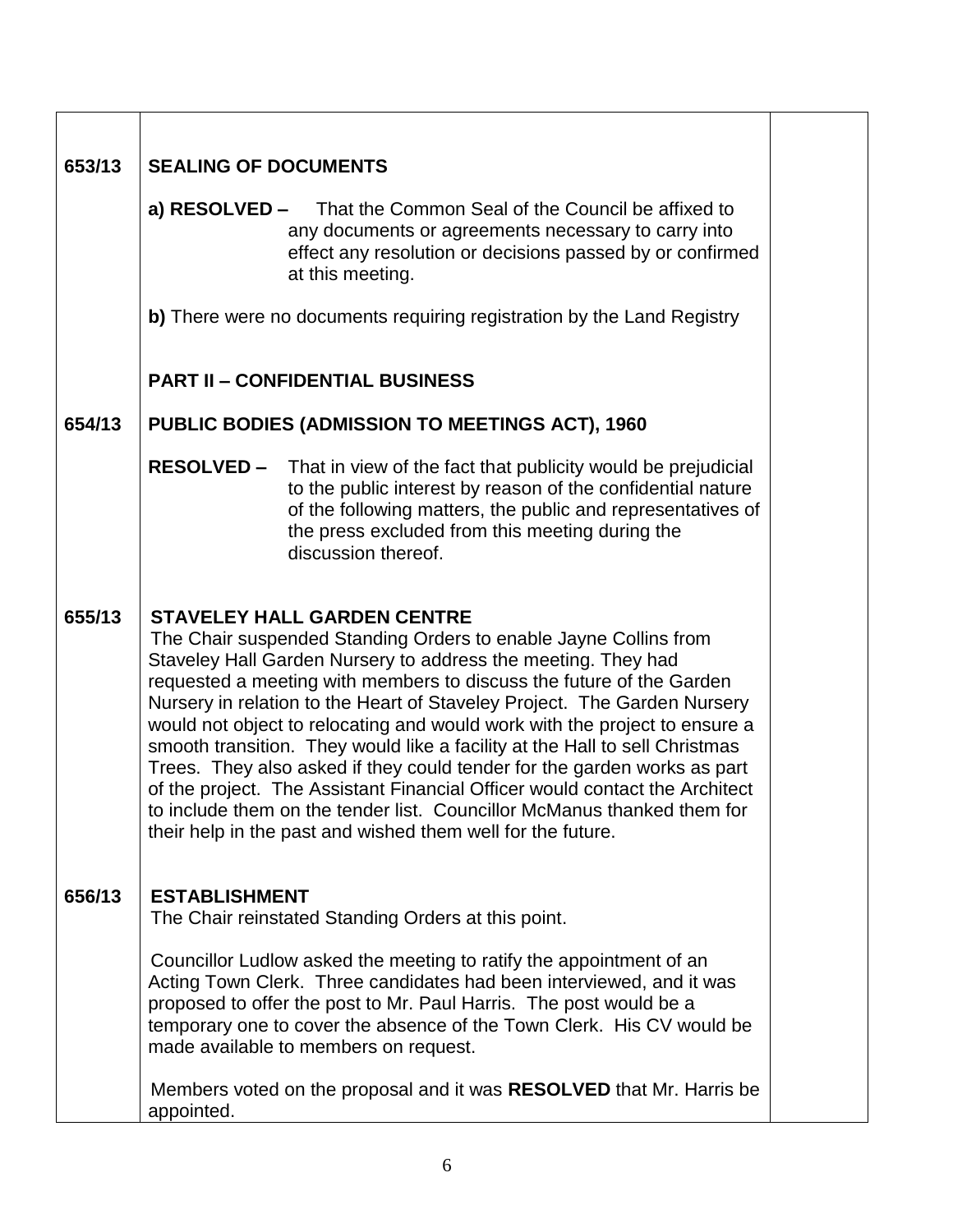**653/13 SEALING OF DOCUMENTS**

**a) RESOLVED –** That the Common Seal of the Council be affixed to any documents or agreements necessary to carry into effect any resolution or decisions passed by or confirmed at this meeting.

**b)** There were no documents requiring registration by the Land Registry

**PART II – CONFIDENTIAL BUSINESS**

**654/13 PUBLIC BODIES (ADMISSION TO MEETINGS ACT), 1960**

**RESOLVED –** That in view of the fact that publicity would be prejudicial to the public interest by reason of the confidential nature of the following matters, the public and representatives of the press excluded from this meeting during the discussion thereof.

**655/13 STAVELEY HALL GARDEN CENTRE**

The Chair suspended Standing Orders to enable Jayne Collins from Staveley Hall Garden Nursery to address the meeting. They had requested a meeting with members to discuss the future of the Garden Nursery in relation to the Heart of Staveley Project. The Garden Nursery would not object to relocating and would work with the project to ensure a smooth transition. They would like a facility at the Hall to sell Christmas Trees. They also asked if they could tender for the garden works as part of the project. The Assistant Financial Officer would contact the Architect to include them on the tender list. Councillor McManus thanked them for their help in the past and wished them well for the future.

**656/13 ESTABLISHMENT**

The Chair reinstated Standing Orders at this point.

Councillor Ludlow asked the meeting to ratify the appointment of an Acting Town Clerk. Three candidates had been interviewed, and it was proposed to offer the post to Mr. Paul Harris. The post would be a temporary one to cover the absence of the Town Clerk. His CV would be made available to members on request.

Members voted on the proposal and it was **RESOLVED** that Mr. Harris be appointed.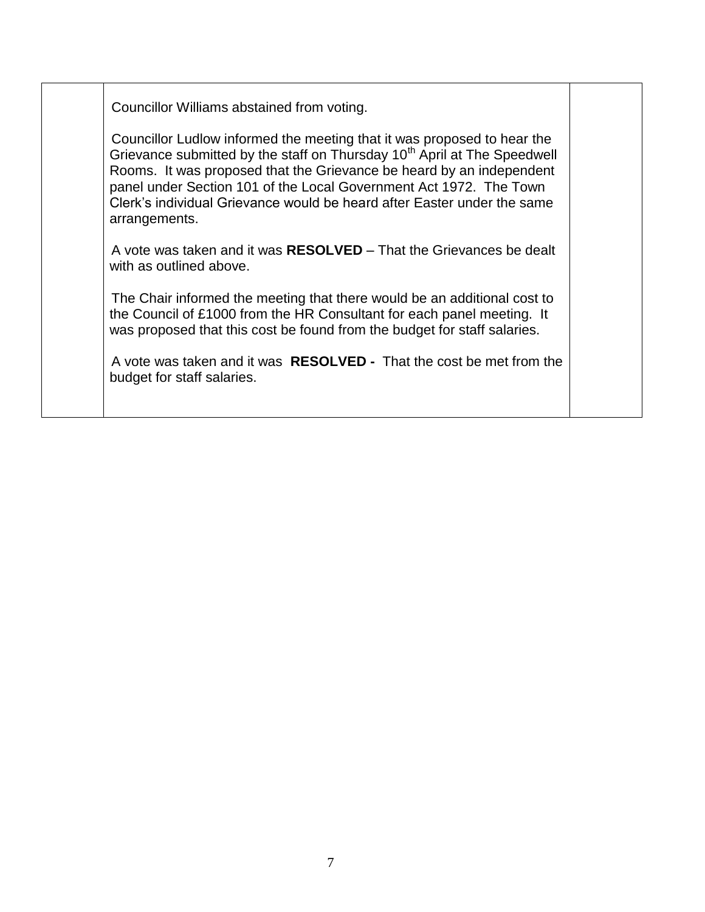Councillor Williams abstained from voting.

Councillor Ludlow informed the meeting that it was proposed to hear the Grievance submitted by the staff on Thursday 10th April at The Speedwell Rooms. It was proposed that the Grievance be heard by an independent panel under Section 101 of the Local Government Act 1972. The Town Clerk's individual Grievance would be heard after Easter under the same arrangements.

A vote was taken and it was **RESOLVED** – That the Grievances be dealt with as outlined above.

The Chair informed the meeting that there would be an additional cost to the Council of £1000 from the HR Consultant for each panel meeting. It was proposed that this cost be found from the budget for staff salaries.

A vote was taken and it was **RESOLVED -** That the cost be met from the budget for staff salaries.